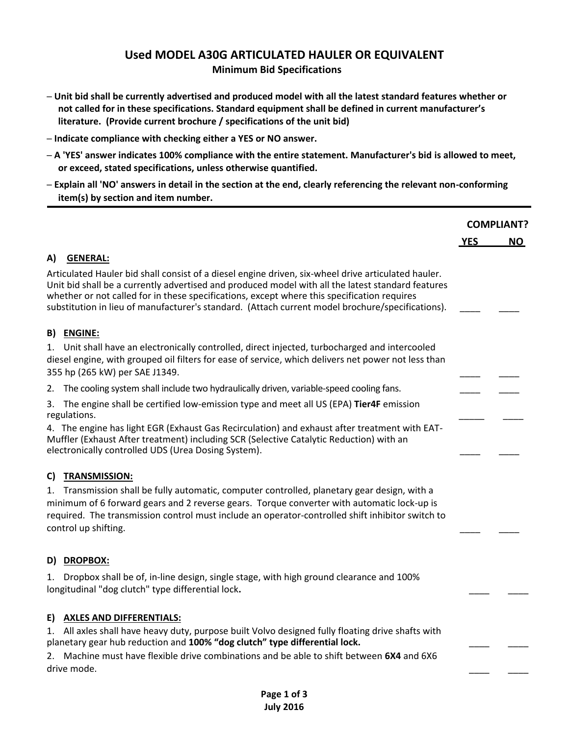# Used MODEL A30G ARTICULATED HAULER OR EQUIVALENT

## Minimum Bid Specifications

- **Unit bid shall be currently advertised and produced model with all the latest standard features whether or not called for in these specifications. Standard equipment shall be defined in current manufacturer's literature. (Provide current brochure / specifications of the unit bid)**
- **Indicate compliance with checking either a YES or NO answer.**
- **A 'YES' answer indicates 100% compliance with the entire statement. Manufacturer's bid is allowed to meet, or exceed, stated specifications, unless otherwise quantified.**
- **Explain all 'NO' answers in detail in the section at the end, clearly referencing the relevant non-conforming item(s) by section and item number.**

---

| | COMPLIANT? | |
|---|---|---|
| | **YES** | **NO** |
| **A) GENERAL:** | | |
| Articulated Hauler bid shall consist of a diesel engine driven, six-wheel drive articulated hauler. Unit bid shall be a currently advertised and produced model with all the latest standard features whether or not called for in these specifications, except where this specification requires substitution in lieu of manufacturer's standard. (Attach current model brochure/specifications). | ____ | ____ |
| **B) ENGINE:** | | |
| 1. Unit shall have an electronically controlled, direct injected, turbocharged and intercooled diesel engine, with grouped oil filters for ease of service, which delivers net power not less than 355 hp (265 kW) per SAE J1349. | ____ | ____ |
| 2. The cooling system shall include two hydraulically driven, variable-speed cooling fans. | ____ | ____ |
| 3. The engine shall be certified low-emission type and meet all US (EPA) **Tier4F** emission regulations. | _____ | ____ |
| 4. The engine has light EGR (Exhaust Gas Recirculation) and exhaust after treatment with EAT-Muffler (Exhaust After treatment) including SCR (Selective Catalytic Reduction) with an electronically controlled UDS (Urea Dosing System). | ____ | ____ |
| **C) TRANSMISSION:** | | |
| 1. Transmission shall be fully automatic, computer controlled, planetary gear design, with a minimum of 6 forward gears and 2 reverse gears. Torque converter with automatic lock-up is required. The transmission control must include an operator-controlled shift inhibitor switch to control up shifting. | ____ | ____ |
| **D) DROPBOX:** | | |
| 1. Dropbox shall be of, in-line design, single stage, with high ground clearance and 100% longitudinal "dog clutch" type differential lock**.** | ____ | ____ |
| **E) AXLES AND DIFFERENTIALS:** | | |
| 1. All axles shall have heavy duty, purpose built Volvo designed fully floating drive shafts with planetary gear hub reduction and **100% "dog clutch" type differential lock.** | ____ | ____ |
| 2. Machine must have flexible drive combinations and be able to shift between **6X4** and 6X6 drive mode. | ____ | ____ |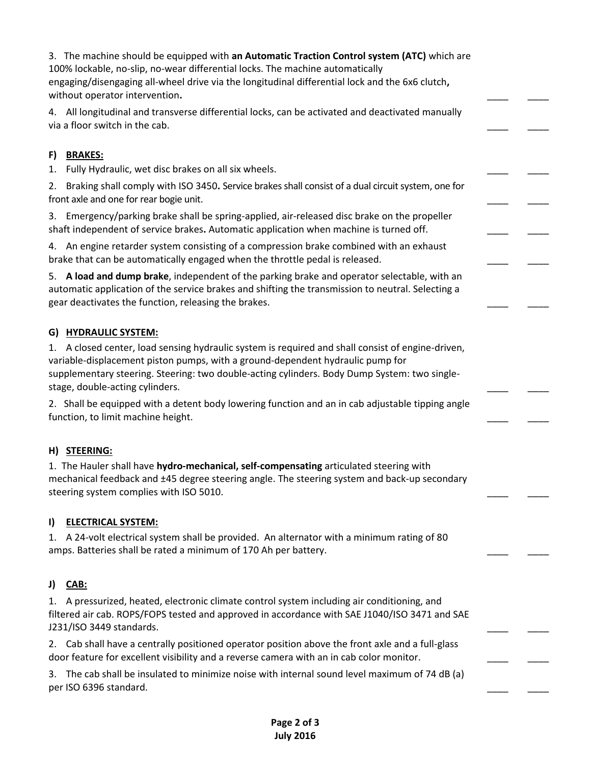3. The machine should be equipped with **an Automatic Traction Control system (ATC)** which are 100% lockable, no-slip, no-wear differential locks. The machine automatically engaging/disengaging all-wheel drive via the longitudinal differential lock and the 6x6 clutch**,** without operator intervention**.** \_\_\_\_ \_\_\_\_

4. All longitudinal and transverse differential locks, can be activated and deactivated manually via a floor switch in the cab. \_\_\_\_ \_\_\_\_

## F) BRAKES:

1. Fully Hydraulic, wet disc brakes on all six wheels. \_\_\_\_ \_\_\_\_

2. Braking shall comply with ISO 3450**.** Service brakes shall consist of a dual circuit system, one for front axle and one for rear bogie unit. \_\_\_\_ \_\_\_\_

3. Emergency/parking brake shall be spring-applied, air-released disc brake on the propeller shaft independent of service brakes**.** Automatic application when machine is turned off. \_\_\_\_ \_\_\_\_

4. An engine retarder system consisting of a compression brake combined with an exhaust brake that can be automatically engaged when the throttle pedal is released. \_\_\_\_ \_\_\_\_

5. **A load and dump brake**, independent of the parking brake and operator selectable, with an automatic application of the service brakes and shifting the transmission to neutral. Selecting a gear deactivates the function, releasing the brakes. \_\_\_\_ \_\_\_\_

## G) HYDRAULIC SYSTEM:

1. A closed center, load sensing hydraulic system is required and shall consist of engine-driven, variable-displacement piston pumps, with a ground-dependent hydraulic pump for supplementary steering. Steering: two double-acting cylinders. Body Dump System: two single-stage, double-acting cylinders. \_\_\_\_ \_\_\_\_

2. Shall be equipped with a detent body lowering function and an in cab adjustable tipping angle function, to limit machine height. \_\_\_\_ \_\_\_\_

## H) STEERING:

1. The Hauler shall have **hydro-mechanical, self-compensating** articulated steering with mechanical feedback and ±45 degree steering angle. The steering system and back-up secondary steering system complies with ISO 5010. \_\_\_\_ \_\_\_\_

## I) ELECTRICAL SYSTEM:

1. A 24-volt electrical system shall be provided. An alternator with a minimum rating of 80 amps. Batteries shall be rated a minimum of 170 Ah per battery. \_\_\_\_ \_\_\_\_

## J) CAB:

1. A pressurized, heated, electronic climate control system including air conditioning, and filtered air cab. ROPS/FOPS tested and approved in accordance with SAE J1040/ISO 3471 and SAE J231/ISO 3449 standards. \_\_\_\_ \_\_\_\_

2. Cab shall have a centrally positioned operator position above the front axle and a full-glass door feature for excellent visibility and a reverse camera with an in cab color monitor. \_\_\_\_ \_\_\_\_

3. The cab shall be insulated to minimize noise with internal sound level maximum of 74 dB (a) per ISO 6396 standard. \_\_\_\_ \_\_\_\_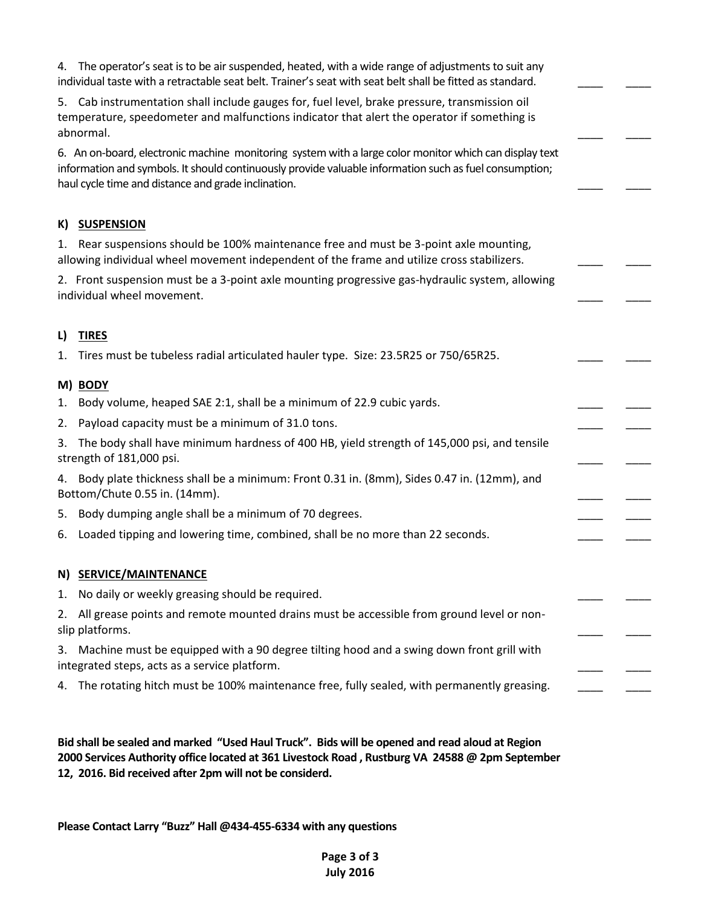4. The operator's seat is to be air suspended, heated, with a wide range of adjustments to suit any individual taste with a retractable seat belt. Trainer's seat with seat belt shall be fitted as standard. ____ ____

5. Cab instrumentation shall include gauges for, fuel level, brake pressure, transmission oil temperature, speedometer and malfunctions indicator that alert the operator if something is abnormal. ____ ____

6. An on-board, electronic machine monitoring system with a large color monitor which can display text information and symbols. It should continuously provide valuable information such as fuel consumption; haul cycle time and distance and grade inclination. ____ ____

### K) SUSPENSION

1. Rear suspensions should be 100% maintenance free and must be 3-point axle mounting, allowing individual wheel movement independent of the frame and utilize cross stabilizers. ____ ____

2. Front suspension must be a 3-point axle mounting progressive gas-hydraulic system, allowing individual wheel movement. ____ ____

### L) TIRES

1. Tires must be tubeless radial articulated hauler type. Size: 23.5R25 or 750/65R25. ____ ____

### M) BODY

1. Body volume, heaped SAE 2:1, shall be a minimum of 22.9 cubic yards. ____ ____
2. Payload capacity must be a minimum of 31.0 tons. ____ ____
3. The body shall have minimum hardness of 400 HB, yield strength of 145,000 psi, and tensile strength of 181,000 psi. ____ ____
4. Body plate thickness shall be a minimum: Front 0.31 in. (8mm), Sides 0.47 in. (12mm), and Bottom/Chute 0.55 in. (14mm). ____ ____
5. Body dumping angle shall be a minimum of 70 degrees. ____ ____
6. Loaded tipping and lowering time, combined, shall be no more than 22 seconds. ____ ____

### N) SERVICE/MAINTENANCE

1. No daily or weekly greasing should be required. ____ ____
2. All grease points and remote mounted drains must be accessible from ground level or non-slip platforms. ____ ____
3. Machine must be equipped with a 90 degree tilting hood and a swing down front grill with integrated steps, acts as a service platform. ____ ____
4. The rotating hitch must be 100% maintenance free, fully sealed, with permanently greasing. ____ ____

**Bid shall be sealed and marked "Used Haul Truck". Bids will be opened and read aloud at Region 2000 Services Authority office located at 361 Livestock Road , Rustburg VA 24588 @ 2pm September 12, 2016. Bid received after 2pm will not be considerd.**

**Please Contact Larry "Buzz" Hall @434-455-6334 with any questions**

**July 2016**